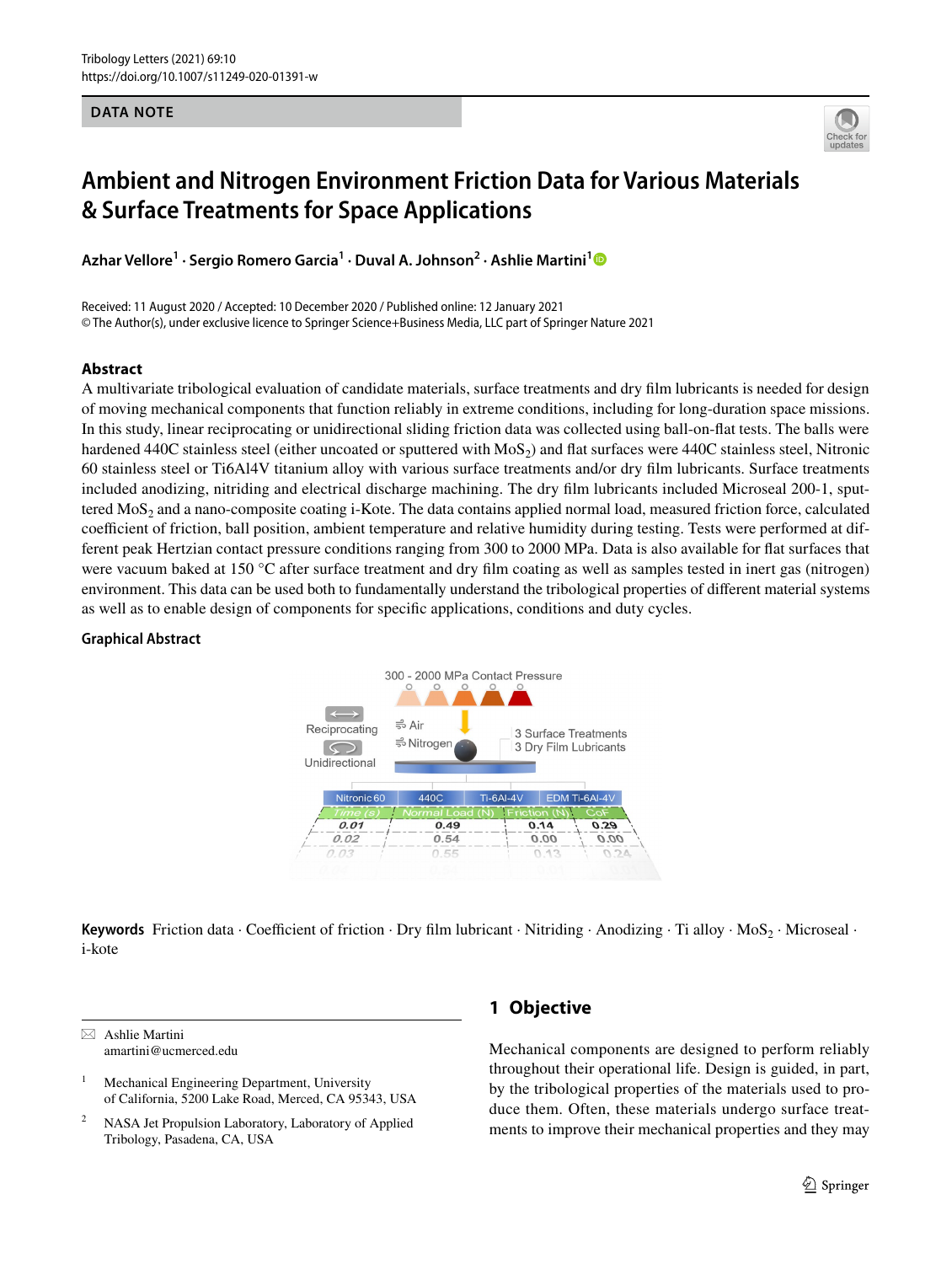DATA NOTE

# Ambient and Nitrogen Environment Friction Data for Various Materials & Surface Treatments for Space Applications

**Azhar Vellore[1] · Sergio Romero Garcia[1] · Duval A. Johnson[2] · Ashlie Martini[1]**

Received: 11 August 2020 / Accepted: 10 December 2020 / Published online: 12 January 2021
© The Author(s), under exclusive licence to Springer Science+Business Media, LLC part of Springer Nature 2021

## Abstract

A multivariate tribological evaluation of candidate materials, surface treatments and dry film lubricants is needed for design of moving mechanical components that function reliably in extreme conditions, including for long-duration space missions. In this study, linear reciprocating or unidirectional sliding friction data was collected using ball-on-flat tests. The balls were hardened 440C stainless steel (either uncoated or sputtered with $MoS_2$) and flat surfaces were 440C stainless steel, Nitronic 60 stainless steel or Ti6Al4V titanium alloy with various surface treatments and/or dry film lubricants. Surface treatments included anodizing, nitriding and electrical discharge machining. The dry film lubricants included Microseal 200-1, sputtered $MoS_2$ and a nano-composite coating i-Kote. The data contains applied normal load, measured friction force, calculated coefficient of friction, ball position, ambient temperature and relative humidity during testing. Tests were performed at different peak Hertzian contact pressure conditions ranging from 300 to 2000 MPa. Data is also available for flat surfaces that were vacuum baked at 150 °C after surface treatment and dry film coating as well as samples tested in inert gas (nitrogen) environment. This data can be used both to fundamentally understand the tribological properties of different material systems as well as to enable design of components for specific applications, conditions and duty cycles.

### Graphical Abstract

**Keywords** Friction data · Coefficient of friction · Dry film lubricant · Nitriding · Anodizing · Ti alloy · $MoS_2$ · Microseal · i-kote

---

✉ Ashlie Martini
amartini@ucmerced.edu

[1] Mechanical Engineering Department, University of California, 5200 Lake Road, Merced, CA 95343, USA

[2] NASA Jet Propulsion Laboratory, Laboratory of Applied Tribology, Pasadena, CA, USA

## 1 Objective

Mechanical components are designed to perform reliably throughout their operational life. Design is guided, in part, by the tribological properties of the materials used to produce them. Often, these materials undergo surface treatments to improve their mechanical properties and they may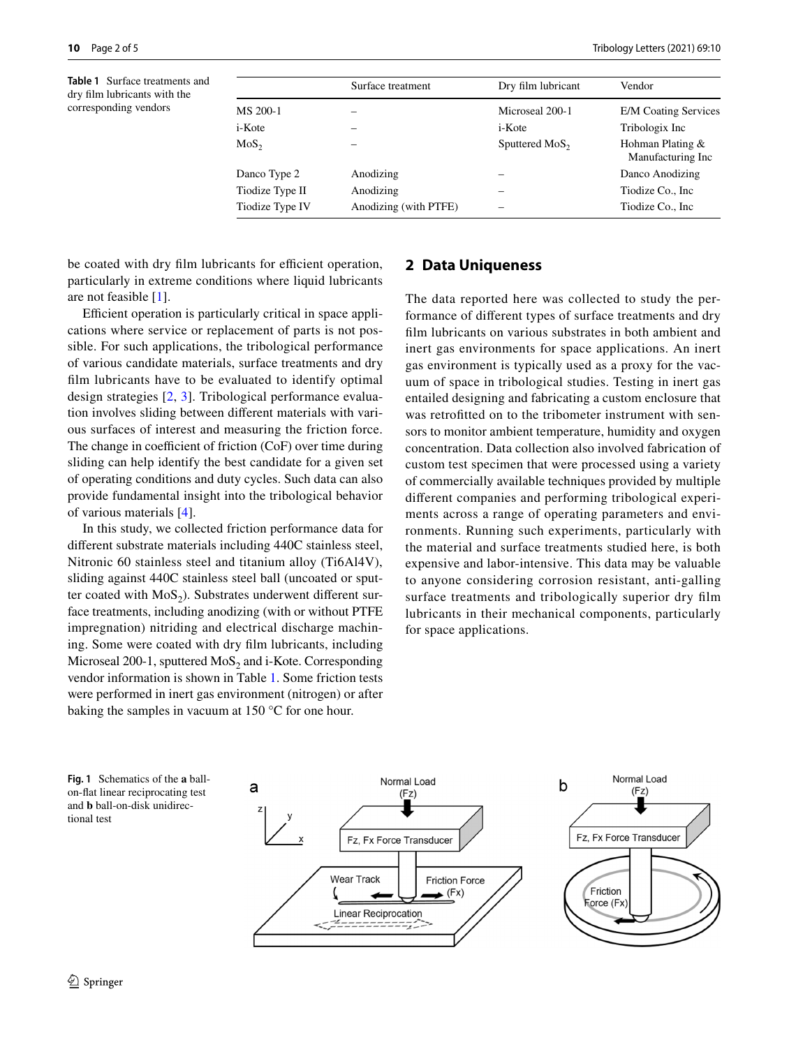**Table 1** Surface treatments and dry film lubricants with the corresponding vendors

| | Surface treatment | Dry film lubricant | Vendor |
|---|---|---|---|
| MS 200-1 | – | Microseal 200-1 | E/M Coating Services |
| i-Kote | – | i-Kote | Tribologix Inc |
| $MoS_2$ | – | Sputtered $MoS_2$ | Hohman Plating & Manufacturing Inc |
| Danco Type 2 | Anodizing | – | Danco Anodizing |
| Tiodize Type II | Anodizing | – | Tiodize Co., Inc |
| Tiodize Type IV | Anodizing (with PTFE) | – | Tiodize Co., Inc |

be coated with dry film lubricants for efficient operation, particularly in extreme conditions where liquid lubricants are not feasible [1].

Efficient operation is particularly critical in space applications where service or replacement of parts is not possible. For such applications, the tribological performance of various candidate materials, surface treatments and dry film lubricants have to be evaluated to identify optimal design strategies [2, 3]. Tribological performance evaluation involves sliding between different materials with various surfaces of interest and measuring the friction force. The change in coefficient of friction (CoF) over time during sliding can help identify the best candidate for a given set of operating conditions and duty cycles. Such data can also provide fundamental insight into the tribological behavior of various materials [4].

In this study, we collected friction performance data for different substrate materials including 440C stainless steel, Nitronic 60 stainless steel and titanium alloy (Ti6Al4V), sliding against 440C stainless steel ball (uncoated or sputter coated with $MoS_2$). Substrates underwent different surface treatments, including anodizing (with or without PTFE impregnation) nitriding and electrical discharge machining. Some were coated with dry film lubricants, including Microseal 200-1, sputtered $MoS_2$ and i-Kote. Corresponding vendor information is shown in Table 1. Some friction tests were performed in inert gas environment (nitrogen) or after baking the samples in vacuum at 150 °C for one hour.

## 2 Data Uniqueness

The data reported here was collected to study the performance of different types of surface treatments and dry film lubricants on various substrates in both ambient and inert gas environments for space applications. An inert gas environment is typically used as a proxy for the vacuum of space in tribological studies. Testing in inert gas entailed designing and fabricating a custom enclosure that was retrofitted on to the tribometer instrument with sensors to monitor ambient temperature, humidity and oxygen concentration. Data collection also involved fabrication of custom test specimen that were processed using a variety of commercially available techniques provided by multiple different companies and performing tribological experiments across a range of operating parameters and environments. Running such experiments, particularly with the material and surface treatments studied here, is both expensive and labor-intensive. This data may be valuable to anyone considering corrosion resistant, anti-galling surface treatments and tribologically superior dry film lubricants in their mechanical components, particularly for space applications.

**Fig. 1** Schematics of the **a** ball-on-flat linear reciprocating test and **b** ball-on-disk unidirectional test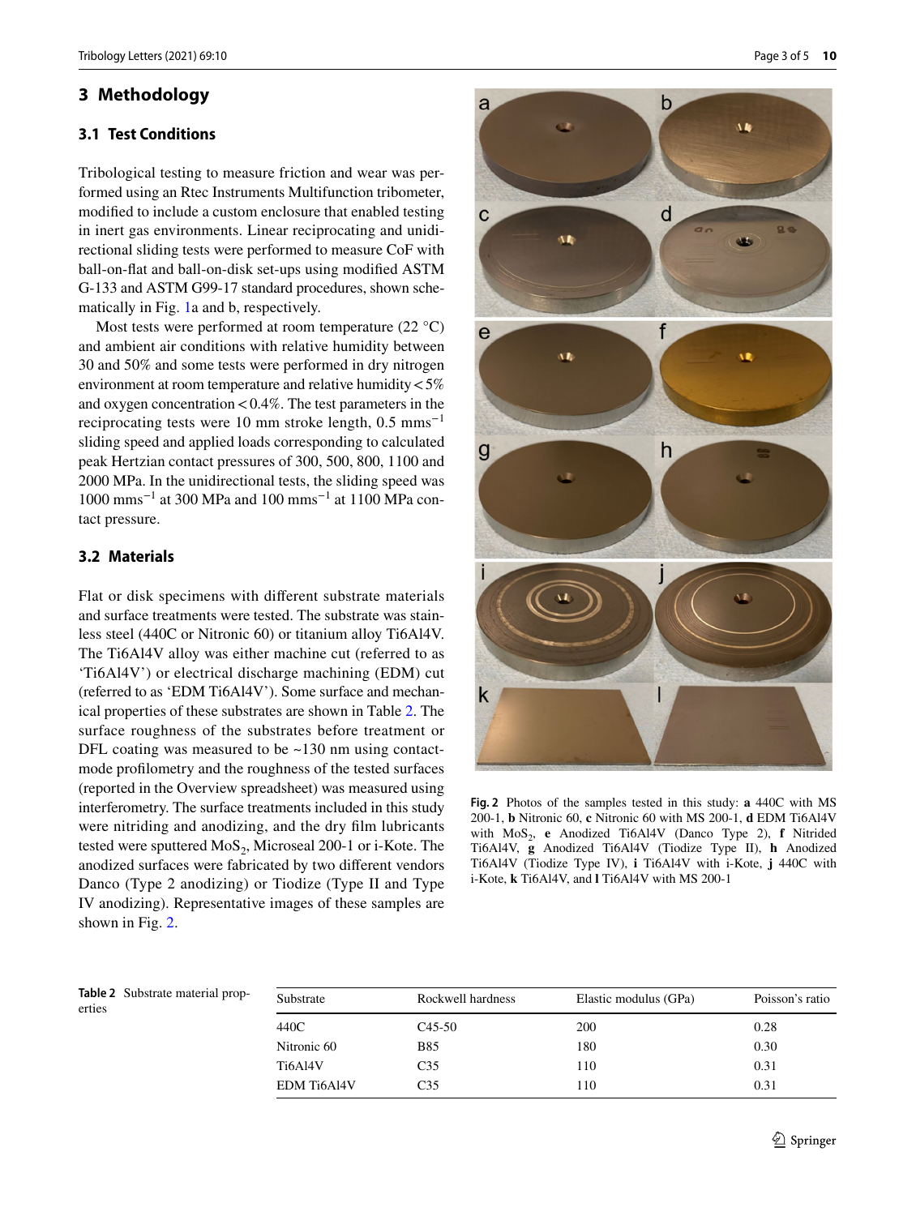## 3 Methodology

### 3.1 Test Conditions

Tribological testing to measure friction and wear was performed using an Rtec Instruments Multifunction tribometer, modified to include a custom enclosure that enabled testing in inert gas environments. Linear reciprocating and unidirectional sliding tests were performed to measure CoF with ball-on-flat and ball-on-disk set-ups using modified ASTM G-133 and ASTM G99-17 standard procedures, shown schematically in Fig. 1a and b, respectively.

Most tests were performed at room temperature (22 °C) and ambient air conditions with relative humidity between 30 and 50% and some tests were performed in dry nitrogen environment at room temperature and relative humidity < 5% and oxygen concentration < 0.4%. The test parameters in the reciprocating tests were 10 mm stroke length, 0.5 $mms^{-1}$ sliding speed and applied loads corresponding to calculated peak Hertzian contact pressures of 300, 500, 800, 1100 and 2000 MPa. In the unidirectional tests, the sliding speed was 1000 $mms^{-1}$ at 300 MPa and 100 $mms^{-1}$ at 1100 MPa contact pressure.

### 3.2 Materials

Flat or disk specimens with different substrate materials and surface treatments were tested. The substrate was stainless steel (440C or Nitronic 60) or titanium alloy Ti6Al4V. The Ti6Al4V alloy was either machine cut (referred to as 'Ti6Al4V') or electrical discharge machining (EDM) cut (referred to as 'EDM Ti6Al4V'). Some surface and mechanical properties of these substrates are shown in Table 2. The surface roughness of the substrates before treatment or DFL coating was measured to be ~130 nm using contact-mode profilometry and the roughness of the tested surfaces (reported in the Overview spreadsheet) was measured using interferometry. The surface treatments included in this study were nitriding and anodizing, and the dry film lubricants tested were sputtered $MoS_2$, Microseal 200-1 or i-Kote. The anodized surfaces were fabricated by two different vendors Danco (Type 2 anodizing) or Tiodize (Type II and Type IV anodizing). Representative images of these samples are shown in Fig. 2.

**Fig. 2** Photos of the samples tested in this study: **a** 440C with MS 200-1, **b** Nitronic 60, **c** Nitronic 60 with MS 200-1, **d** EDM Ti6Al4V with $MoS_2$, **e** Anodized Ti6Al4V (Danco Type 2), **f** Nitrided Ti6Al4V, **g** Anodized Ti6Al4V (Tiodize Type II), **h** Anodized Ti6Al4V (Tiodize Type IV), **i** Ti6Al4V with i-Kote, **j** 440C with i-Kote, **k** Ti6Al4V, and **l** Ti6Al4V with MS 200-1

**Table 2** Substrate material properties

| Substrate | Rockwell hardness | Elastic modulus (GPa) | Poisson's ratio |
|---|---|---|---|
| 440C | C45-50 | 200 | 0.28 |
| Nitronic 60 | B85 | 180 | 0.30 |
| Ti6Al4V | C35 | 110 | 0.31 |
| EDM Ti6Al4V | C35 | 110 | 0.31 |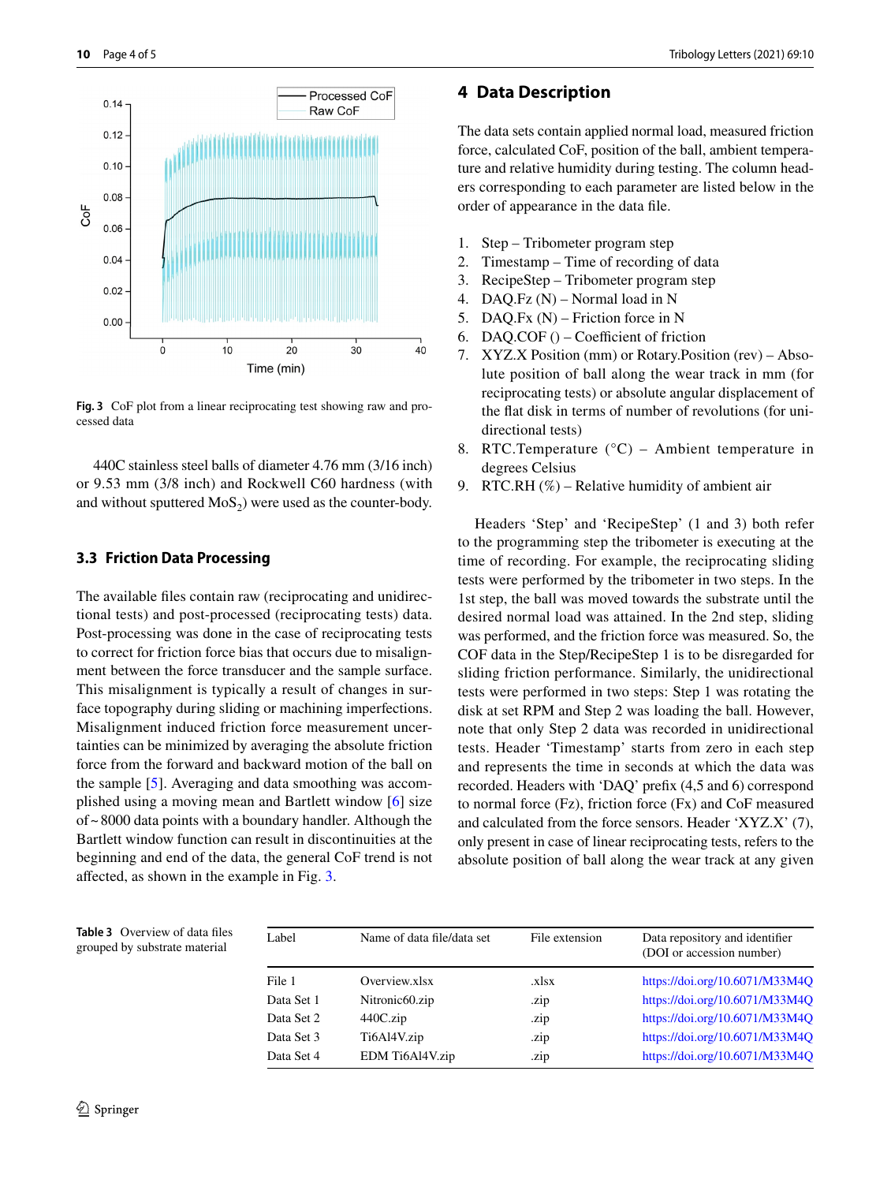Fig. 3 CoF plot from a linear reciprocating test showing raw and processed data

440C stainless steel balls of diameter 4.76 mm (3/16 inch) or 9.53 mm (3/8 inch) and Rockwell C60 hardness (with and without sputtered $MoS_2$) were used as the counter-body.

### 3.3 Friction Data Processing

The available files contain raw (reciprocating and unidirectional tests) and post-processed (reciprocating tests) data. Post-processing was done in the case of reciprocating tests to correct for friction force bias that occurs due to misalignment between the force transducer and the sample surface. This misalignment is typically a result of changes in surface topography during sliding or machining imperfections. Misalignment induced friction force measurement uncertainties can be minimized by averaging the absolute friction force from the forward and backward motion of the ball on the sample [5]. Averaging and data smoothing was accomplished using a moving mean and Bartlett window [6] size of ~8000 data points with a boundary handler. Although the Bartlett window function can result in discontinuities at the beginning and end of the data, the general CoF trend is not affected, as shown in the example in Fig. 3.

## 4 Data Description

The data sets contain applied normal load, measured friction force, calculated CoF, position of the ball, ambient temperature and relative humidity during testing. The column headers corresponding to each parameter are listed below in the order of appearance in the data file.

1. Step – Tribometer program step
2. Timestamp – Time of recording of data
3. RecipeStep – Tribometer program step
4. DAQ.Fz (N) – Normal load in N
5. DAQ.Fx (N) – Friction force in N
6. DAQ.COF () – Coefficient of friction
7. XYZ.X Position (mm) or Rotary.Position (rev) – Absolute position of ball along the wear track in mm (for reciprocating tests) or absolute angular displacement of the flat disk in terms of number of revolutions (for unidirectional tests)
8. RTC.Temperature (°C) – Ambient temperature in degrees Celsius
9. RTC.RH (%) – Relative humidity of ambient air

Headers 'Step' and 'RecipeStep' (1 and 3) both refer to the programming step the tribometer is executing at the time of recording. For example, the reciprocating sliding tests were performed by the tribometer in two steps. In the 1st step, the ball was moved towards the substrate until the desired normal load was attained. In the 2nd step, sliding was performed, and the friction force was measured. So, the COF data in the Step/RecipeStep 1 is to be disregarded for sliding friction performance. Similarly, the unidirectional tests were performed in two steps: Step 1 was rotating the disk at set RPM and Step 2 was loading the ball. However, note that only Step 2 data was recorded in unidirectional tests. Header 'Timestamp' starts from zero in each step and represents the time in seconds at which the data was recorded. Headers with 'DAQ' prefix (4,5 and 6) correspond to normal force (Fz), friction force (Fx) and CoF measured and calculated from the force sensors. Header 'XYZ.X' (7), only present in case of linear reciprocating tests, refers to the absolute position of ball along the wear track at any given

**Table 3** Overview of data files grouped by substrate material

| Label | Name of data file/data set | File extension | Data repository and identifier (DOI or accession number) |
|---|---|---|---|
| File 1 | Overview.xlsx | .xlsx | https://doi.org/10.6071/M33M4Q |
| Data Set 1 | Nitronic60.zip | .zip | https://doi.org/10.6071/M33M4Q |
| Data Set 2 | 440C.zip | .zip | https://doi.org/10.6071/M33M4Q |
| Data Set 3 | Ti6Al4V.zip | .zip | https://doi.org/10.6071/M33M4Q |
| Data Set 4 | EDM Ti6Al4V.zip | .zip | https://doi.org/10.6071/M33M4Q |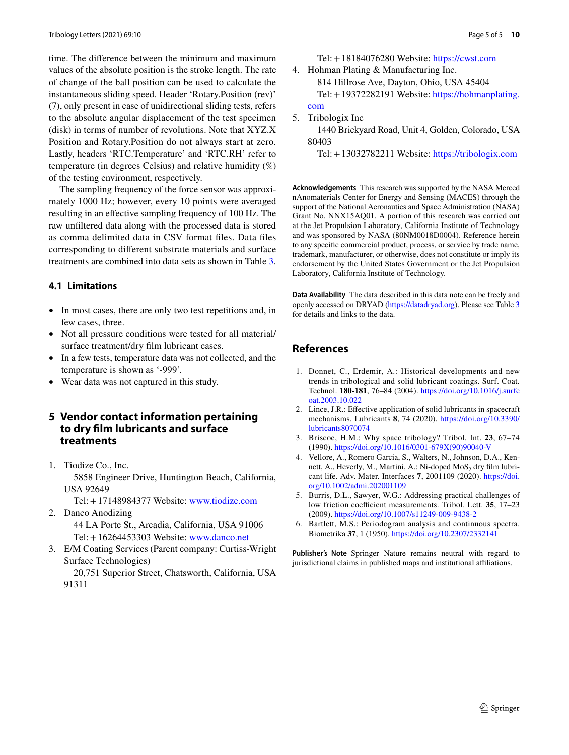time. The difference between the minimum and maximum values of the absolute position is the stroke length. The rate of change of the ball position can be used to calculate the instantaneous sliding speed. Header 'Rotary.Position (rev)' (7), only present in case of unidirectional sliding tests, refers to the absolute angular displacement of the test specimen (disk) in terms of number of revolutions. Note that XYZ.X Position and Rotary.Position do not always start at zero. Lastly, headers 'RTC.Temperature' and 'RTC.RH' refer to temperature (in degrees Celsius) and relative humidity (%) of the testing environment, respectively.

The sampling frequency of the force sensor was approximately 1000 Hz; however, every 10 points were averaged resulting in an effective sampling frequency of 100 Hz. The raw unfiltered data along with the processed data is stored as comma delimited data in CSV format files. Data files corresponding to different substrate materials and surface treatments are combined into data sets as shown in Table 3.

### 4.1 Limitations

- In most cases, there are only two test repetitions and, in few cases, three.
- Not all pressure conditions were tested for all material/surface treatment/dry film lubricant cases.
- In a few tests, temperature data was not collected, and the temperature is shown as '-999'.
- Wear data was not captured in this study.

## 5 Vendor contact information pertaining to dry film lubricants and surface treatments

1. Tiodize Co., Inc.
   5858 Engineer Drive, Huntington Beach, California, USA 92649
   Tel: +17148984377 Website: www.tiodize.com
2. Danco Anodizing
   44 LA Porte St., Arcadia, California, USA 91006
   Tel: +16264453303 Website: www.danco.net
3. E/M Coating Services (Parent company: Curtiss-Wright Surface Technologies)
   20,751 Superior Street, Chatsworth, California, USA 91311
   Tel: +18184076280 Website: https://cwst.com
4. Hohman Plating & Manufacturing Inc.
   814 Hillrose Ave, Dayton, Ohio, USA 45404
   Tel: +19372282191 Website: https://hohmanplating.com
5. Tribologix Inc
   1440 Brickyard Road, Unit 4, Golden, Colorado, USA 80403
   Tel: +13032782211 Website: https://tribologix.com

**Acknowledgements** This research was supported by the NASA Merced nAnomaterials Center for Energy and Sensing (MACES) through the support of the National Aeronautics and Space Administration (NASA) Grant No. NNX15AQ01. A portion of this research was carried out at the Jet Propulsion Laboratory, California Institute of Technology and was sponsored by NASA (80NM0018D0004). Reference herein to any specific commercial product, process, or service by trade name, trademark, manufacturer, or otherwise, does not constitute or imply its endorsement by the United States Government or the Jet Propulsion Laboratory, California Institute of Technology.

**Data Availability** The data described in this data note can be freely and openly accessed on DRYAD (https://datadryad.org). Please see Table 3 for details and links to the data.

## References

1. Donnet, C., Erdemir, A.: Historical developments and new trends in tribological and solid lubricant coatings. Surf. Coat. Technol. **180-181**, 76–84 (2004). https://doi.org/10.1016/j.surfcoat.2003.10.022
2. Lince, J.R.: Effective application of solid lubricants in spacecraft mechanisms. Lubricants **8**, 74 (2020). https://doi.org/10.3390/lubricants8070074
3. Briscoe, H.M.: Why space tribology? Tribol. Int. **23**, 67–74 (1990). https://doi.org/10.1016/0301-679X(90)90040-V
4. Vellore, A., Romero Garcia, S., Walters, N., Johnson, D.A., Kennett, A., Heverly, M., Martini, A.: Ni-doped $MoS_2$ dry film lubricant life. Adv. Mater. Interfaces **7**, 2001109 (2020). https://doi.org/10.1002/admi.202001109
5. Burris, D.L., Sawyer, W.G.: Addressing practical challenges of low friction coefficient measurements. Tribol. Lett. **35**, 17–23 (2009). https://doi.org/10.1007/s11249-009-9438-2
6. Bartlett, M.S.: Periodogram analysis and continuous spectra. Biometrika **37**, 1 (1950). https://doi.org/10.2307/2332141

**Publisher's Note** Springer Nature remains neutral with regard to jurisdictional claims in published maps and institutional affiliations.